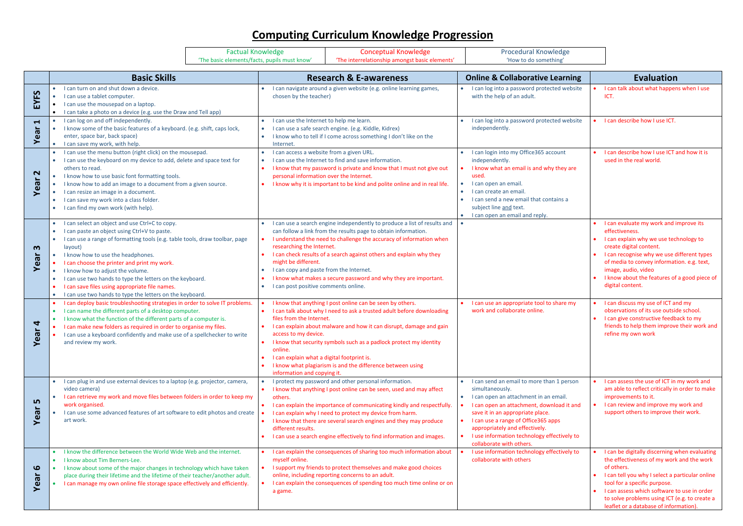# Computing Curriculum Knowledge Progression

| Factual Knowledge | Conceptual Knowledge | Procedural Knowledge |
|---|---|---|
| 'The basic elements/facts, pupils must know' | 'The interrelationship amongst basic elements' | 'How to do something' |

| | Basic Skills | Research & E-awareness | Online & Collaborative Learning | Evaluation |
|---|---|---|---|---|
| **EYFS** | • I can turn on and shut down a device.<br>• I can use a tablet computer.<br>• I can use the mousepad on a laptop.<br>• I can take a photo on a device (e.g. use the Draw and Tell app) | • I can navigate around a given website (e.g. online learning games, chosen by the teacher) | • I can log into a password protected website with the help of an adult. | • I can talk about what happens when I use ICT. |
| **Year 1** | • I can log on and off independently.<br>• I know some of the basic features of a keyboard. (e.g. shift, caps lock, enter, space bar, back space)<br>• I can save my work, with help. | • I can use the Internet to help me learn.<br>• I can use a safe search engine. (e.g. Kiddle, Kidrex)<br>• I know who to tell if I come across something I don't like on the Internet. | • I can log into a password protected website independently. | • I can describe how I use ICT. |
| **Year 2** | • I can use the menu button (right click) on the mousepad.<br>• I can use the keyboard on my device to add, delete and space text for others to read.<br>• I know how to use basic font formatting tools.<br>• I know how to add an image to a document from a given source.<br>• I can resize an image in a document.<br>• I can save my work into a class folder.<br>• I can find my own work (with help). | • I can access a website from a given URL.<br>• I can use the Internet to find and save information.<br>• I know that my password is private and know that I must not give out personal information over the Internet.<br>• I know why it is important to be kind and polite online and in real life. | • I can login into my Office365 account independently.<br>• I know what an email is and why they are used.<br>• I can open an email.<br>• I can create an email.<br>• I can send a new email that contains a subject line and text.<br>• I can open an email and reply. | • I can describe how I use ICT and how it is used in the real world. |
| **Year 3** | • I can select an object and use Ctrl+C to copy.<br>• I can paste an object using Ctrl+V to paste.<br>• I can use a range of formatting tools (e.g. table tools, draw toolbar, page layout)<br>• I know how to use the headphones.<br>• I can choose the printer and print my work.<br>• I know how to adjust the volume.<br>• I can use two hands to type the letters on the keyboard.<br>• I can save files using appropriate file names.<br>• I can use two hands to type the letters on the keyboard. | • I can use a search engine independently to produce a list of results and can follow a link from the results page to obtain information.<br>• I understand the need to challenge the accuracy of information when researching the Internet.<br>• I can check results of a search against others and explain why they might be different.<br>• I can copy and paste from the Internet.<br>• I know what makes a secure password and why they are important.<br>• I can post positive comments online. | • | • I can evaluate my work and improve its effectiveness.<br>• I can explain why we use technology to create digital content.<br>• I can recognise why we use different types of media to convey information. e.g. text, image, audio, video<br>• I know about the features of a good piece of digital content. |
| **Year 4** | • I can deploy basic troubleshooting strategies in order to solve IT problems.<br>• I can name the different parts of a desktop computer.<br>• I know what the function of the different parts of a computer is.<br>• I can make new folders as required in order to organise my files.<br>• I can use a keyboard confidently and make use of a spellchecker to write and review my work. | • I know that anything I post online can be seen by others.<br>• I can talk about why I need to ask a trusted adult before downloading files from the Internet.<br>• I can explain about malware and how it can disrupt, damage and gain access to my device.<br>• I know that security symbols such as a padlock protect my identity online.<br>• I can explain what a digital footprint is.<br>• I know what plagiarism is and the difference between using information and copying it. | • I can use an appropriate tool to share my work and collaborate online. | • I can discuss my use of ICT and my observations of its use outside school.<br>• I can give constructive feedback to my friends to help them improve their work and refine my own work |
| **Year 5** | • I can plug in and use external devices to a laptop (e.g. projector, camera, video camera)<br>• I can retrieve my work and move files between folders in order to keep my work organised.<br>• I can use some advanced features of art software to edit photos and create art work. | • I protect my password and other personal information.<br>• I know that anything I post online can be seen, used and may affect others.<br>• I can explain the importance of communicating kindly and respectfully.<br>• I can explain why I need to protect my device from harm.<br>• I know that there are several search engines and they may produce different results.<br>• I can use a search engine effectively to find information and images. | • I can send an email to more than 1 person simultaneously.<br>• I can open an attachment in an email.<br>• I can open an attachment, download it and save it in an appropriate place.<br>• I can use a range of Office365 apps appropriately and effectively.<br>• I use information technology effectively to collaborate with others. | • I can assess the use of ICT in my work and am able to reflect critically in order to make improvements to it.<br>• I can review and improve my work and support others to improve their work. |
| **Year 6** | • I know the difference between the World Wide Web and the internet.<br>• I know about Tim Berners-Lee.<br>• I know about some of the major changes in technology which have taken place during their lifetime and the lifetime of their teacher/another adult.<br>• I can manage my own online file storage space effectively and efficiently. | • I can explain the consequences of sharing too much information about myself online.<br>• I support my friends to protect themselves and make good choices online, including reporting concerns to an adult.<br>• I can explain the consequences of spending too much time online or on a game. | • I use information technology effectively to collaborate with others | • I can be digitally discerning when evaluating the effectiveness of my work and the work of others.<br>• I can tell you why I select a particular online tool for a specific purpose.<br>• I can assess which software to use in order to solve problems using ICT (e.g. to create a leaflet or a database of information). |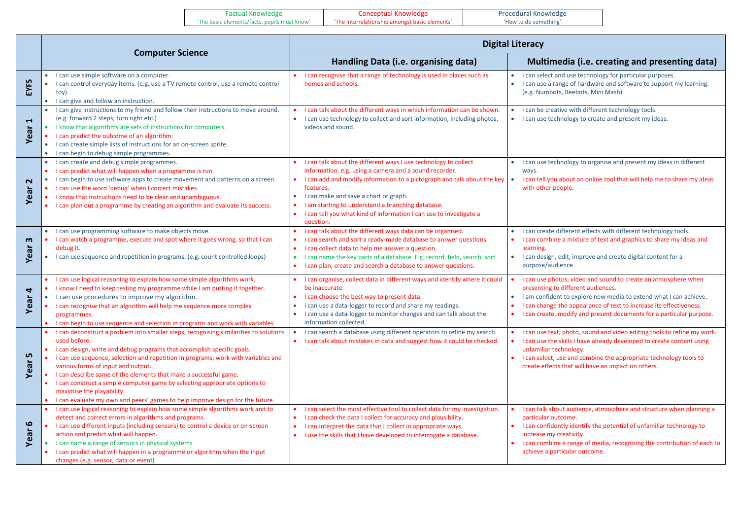| Factual Knowledge | Conceptual Knowledge | Procedural Knowledge |
|---|---|---|
| 'The basic elements/facts, pupils must know' | 'The interrelationship amongst basic elements' | 'How to do something' |

| | Computer Science | Digital Literacy | |
|---|---|---|---|
| | | **Handling Data (i.e. organising data)** | **Multimedia (i.e. creating and presenting data)** |
| **EYFS** | • I can use simple software on a computer.<br>• I can control everyday items. (e.g. use a TV remote control, use a remote control toy)<br>• I can give and follow an instruction. | • I can recognise that a range of technology is used in places such as homes and schools. | • I can select and use technology for particular purposes.<br>• I can use a range of hardware and software to support my learning. (e.g. Numbots, Beebots, Mini Mash) |
| **Year 1** | • I can give instructions to my friend and follow their instructions to move around. (e.g. forward 2 steps; turn right etc.)<br>• I know that algorithms are sets of instructions for computers.<br>• I can predict the outcome of an algorithm.<br>• I can create simple lists of instructions for an on-screen sprite.<br>• I can begin to debug simple programmes. | • I can talk about the different ways in which information can be shown.<br>• I can use technology to collect and sort information, including photos, videos and sound. | • I can be creative with different technology tools.<br>• I can use technology to create and present my ideas. |
| **Year 2** | • I can create and debug simple programmes.<br>• I can predict what will happen when a programme is run.<br>• I can begin to use software apps to create movement and patterns on a screen.<br>• I can use the word 'debug' when I correct mistakes.<br>• I know that instructions need to be clear and unambiguous.<br>• I can plan out a programme by creating an algorithm and evaluate its success. | • I can talk about the different ways I use technology to collect information. e.g. using a camera and a sound recorder.<br>• I can add and modify information to a pictograph and talk about the key features.<br>• I can make and save a chart or graph.<br>• I am starting to understand a branching database.<br>• I can tell you what kind of information I can use to investigate a question. | • I can use technology to organise and present my ideas in different ways.<br>• I can tell you about an online tool that will help me to share my ideas with other people. |
| **Year 3** | • I can use programming software to make objects move.<br>• I can watch a programme, execute and spot where it goes wrong, so that I can debug it.<br>• I can use sequence and repetition in programs. (e.g. count controlled loops) | • I can talk about the different ways data can be organised.<br>• I can search and sort a ready-made database to answer questions.<br>• I can collect data to help me answer a question.<br>• I can name the key parts of a database. E.g. record, field, search, sort<br>• I can plan, create and search a database to answer questions. | • I can create different effects with different technology tools.<br>• I can combine a mixture of text and graphics to share my ideas and learning.<br>• I can design, edit, improve and create digital content for a purpose/audience |
| **Year 4** | • I can use logical reasoning to explain how some simple algorithms work.<br>• I know I need to keep testing my programme while I am putting it together.<br>• I can use procedures to improve my algorithm.<br>• I can recognise that an algorithm will help me sequence more complex programmes.<br>• I can begin to use sequence and selection in programs and work with variables | • I can organise, collect data in different ways and identify where it could be inaccurate.<br>• I can choose the best way to present data.<br>• I can use a data-logger to record and share my readings.<br>• I can use a data-logger to monitor changes and can talk about the information collected. | • I can use photos, video and sound to create an atmosphere when presenting to different audiences.<br>• I am confident to explore new media to extend what I can achieve.<br>• I can change the appearance of text to increase its effectiveness.<br>• I can create, modify and present documents for a particular purpose. |
| **Year 5** | • I can deconstruct a problem into smaller steps, recognising similarities to solutions used before.<br>• I can design, write and debug programs that accomplish specific goals.<br>• I can use sequence, selection and repetition in programs; work with variables and various forms of input and output.<br>• I can describe some of the elements that make a successful game.<br>• I can construct a simple computer game by selecting appropriate options to maximise the playability.<br>• I can evaluate my own and peers' games to help improve design for the future. | • I can search a database using different operators to refine my search.<br>• I can talk about mistakes in data and suggest how it could be checked. | • I can use text, photo, sound and video editing tools to refine my work.<br>• I can use the skills I have already developed to create content using unfamiliar technology.<br>• I can select, use and combine the appropriate technology tools to create effects that will have an impact on others. |
| **Year 6** | • I can use logical reasoning to explain how some simple algorithms work and to detect and correct errors in algorithms and programs.<br>• I can use different inputs (including sensors) to control a device or on-screen action and predict what will happen.<br>• I can name a range of sensors in physical systems<br>• I can predict what will happen in a programme or algorithm when the input changes (e.g. sensor, data or event) | • I can select the most effective tool to collect data for my investigation.<br>• I can check the data I collect for accuracy and plausibility.<br>• I can interpret the data that I collect in appropriate ways.<br>• I use the skills that I have developed to interrogate a database. | • I can talk about audience, atmosphere and structure when planning a particular outcome.<br>• I can confidently identify the potential of unfamiliar technology to increase my creativity.<br>• I can combine a range of media, recognising the contribution of each to achieve a particular outcome. |